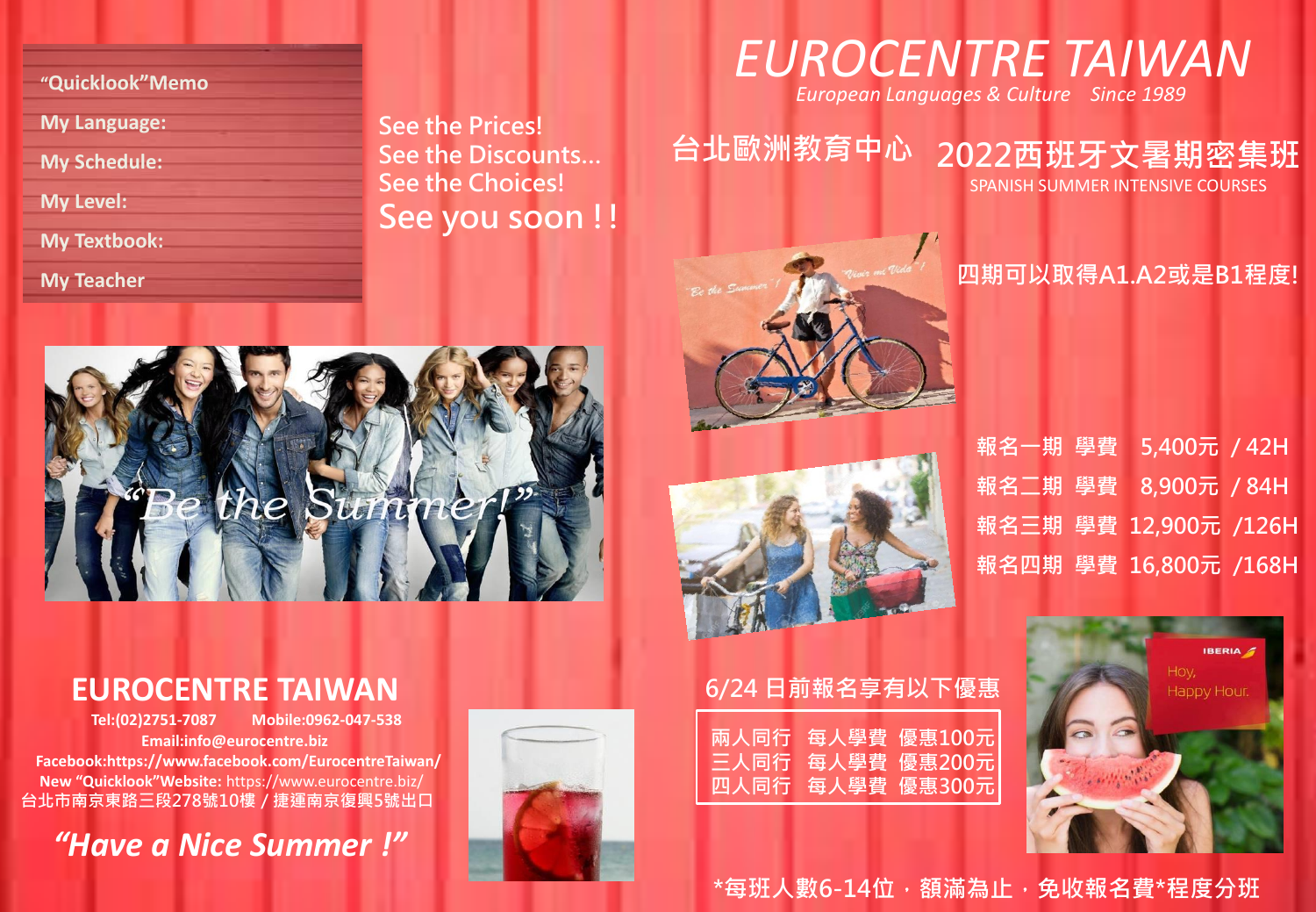# EUROCENTRE TAIWAN

*European Languages & Culture Since 1989*

## 台北歐洲教育中心 2022西班牙文暑期密集班

SPANISH SUMMER INTENSIVE COURSES

"Quicklook"Memo

- My Language:
- My Schedule:
- My Level:
- My Textbook:
- My Teacher

See the Prices!
See the Discounts...
See the Choices!
See you soon ! !

"Be the Summer!"

**四期可以取得A1.A2或是B1程度!**

| 報名 | 學費 | |
|---|---|---|
| 報名一期 | 學費 5,400元 | / 42H |
| 報名二期 | 學費 8,900元 | / 84H |
| 報名三期 | 學費 12,900元 | /126H |
| 報名四期 | 學費 16,800元 | /168H |

**6/24 日前報名享有以下優惠**

| | | |
|---|---|---|
| 兩人同行 | 每人學費 | 優惠100元 |
| 三人同行 | 每人學費 | 優惠200元 |
| 四人同行 | 每人學費 | 優惠300元 |

*每班人數6-14位，額滿為止，免收報名費*程度分班

## EUROCENTRE TAIWAN

**Tel:(02)2751-7087 Mobile:0962-047-538**
**Email:info@eurocentre.biz**
**Facebook:https://www.facebook.com/EurocentreTaiwan/**
**New "Quicklook"Website:** https://www.eurocentre.biz/
台北市南京東路三段278號10樓 / 捷運南京復興5號出口

***"Have a Nice Summer !"***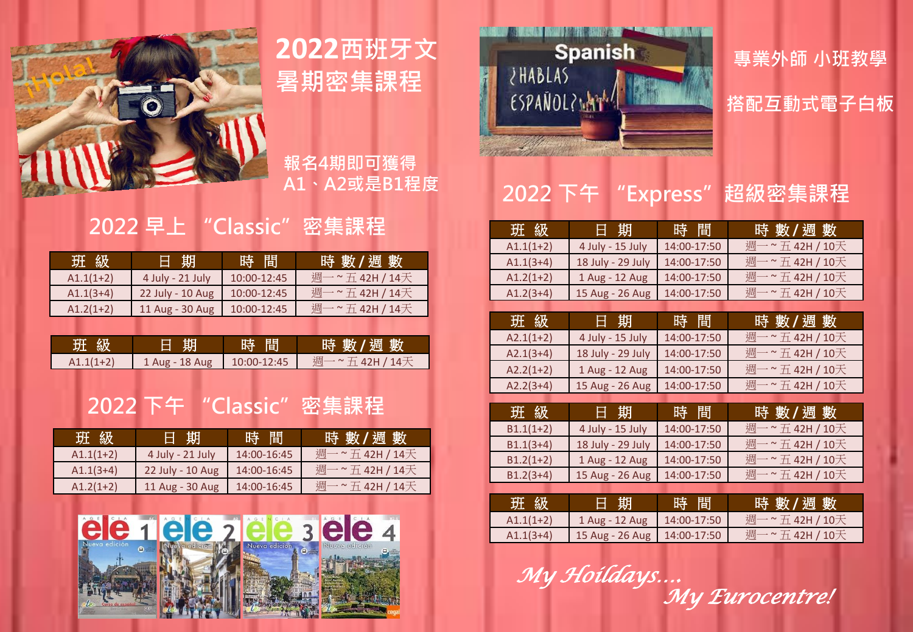# 2022西班牙文暑期密集課程

報名4期即可獲得A1、A2或是B1程度

專業外師 小班教學

搭配互動式電子白板

## 2022 早上 “Classic” 密集課程

| 班 級 | 日 期 | 時 間 | 時 數 / 週 數 |
|---|---|---|---|
| A1.1(1+2) | 4 July - 21 July | 10:00-12:45 | 週一 ~ 五 42H / 14天 |
| A1.1(3+4) | 22 July - 10 Aug | 10:00-12:45 | 週一 ~ 五 42H / 14天 |
| A1.2(1+2) | 11 Aug - 30 Aug | 10:00-12:45 | 週一 ~ 五 42H / 14天 |

| 班 級 | 日 期 | 時 間 | 時 數 / 週 數 |
|---|---|---|---|
| A1.1(1+2) | 1 Aug - 18 Aug | 10:00-12:45 | 週一 ~ 五 42H / 14天 |

## 2022 下午 “Classic” 密集課程

| 班 級 | 日 期 | 時 間 | 時 數 / 週 數 |
|---|---|---|---|
| A1.1(1+2) | 4 July - 21 July | 14:00-16:45 | 週一 ~ 五 42H / 14天 |
| A1.1(3+4) | 22 July - 10 Aug | 14:00-16:45 | 週一 ~ 五 42H / 14天 |
| A1.2(1+2) | 11 Aug - 30 Aug | 14:00-16:45 | 週一 ~ 五 42H / 14天 |

## 2022 下午 “Express” 超級密集課程

| 班 級 | 日 期 | 時 間 | 時 數 / 週 數 |
|---|---|---|---|
| A1.1(1+2) | 4 July - 15 July | 14:00-17:50 | 週一 ~ 五 42H / 10天 |
| A1.1(3+4) | 18 July - 29 July | 14:00-17:50 | 週一 ~ 五 42H / 10天 |
| A1.2(1+2) | 1 Aug - 12 Aug | 14:00-17:50 | 週一 ~ 五 42H / 10天 |
| A1.2(3+4) | 15 Aug - 26 Aug | 14:00-17:50 | 週一 ~ 五 42H / 10天 |

| 班 級 | 日 期 | 時 間 | 時 數 / 週 數 |
|---|---|---|---|
| A2.1(1+2) | 4 July - 15 July | 14:00-17:50 | 週一 ~ 五 42H / 10天 |
| A2.1(3+4) | 18 July - 29 July | 14:00-17:50 | 週一 ~ 五 42H / 10天 |
| A2.2(1+2) | 1 Aug - 12 Aug | 14:00-17:50 | 週一 ~ 五 42H / 10天 |
| A2.2(3+4) | 15 Aug - 26 Aug | 14:00-17:50 | 週一 ~ 五 42H / 10天 |

| 班 級 | 日 期 | 時 間 | 時 數 / 週 數 |
|---|---|---|---|
| B1.1(1+2) | 4 July - 15 July | 14:00-17:50 | 週一 ~ 五 42H / 10天 |
| B1.1(3+4) | 18 July - 29 July | 14:00-17:50 | 週一 ~ 五 42H / 10天 |
| B1.2(1+2) | 1 Aug - 12 Aug | 14:00-17:50 | 週一 ~ 五 42H / 10天 |
| B1.2(3+4) | 15 Aug - 26 Aug | 14:00-17:50 | 週一 ~ 五 42H / 10天 |

| 班 級 | 日 期 | 時 間 | 時 數 / 週 數 |
|---|---|---|---|
| A1.1(1+2) | 1 Aug - 12 Aug | 14:00-17:50 | 週一 ~ 五 42H / 10天 |
| A1.1(3+4) | 15 Aug - 26 Aug | 14:00-17:50 | 週一 ~ 五 42H / 10天 |

*My Hoildays....*
*My Eurocentre!*